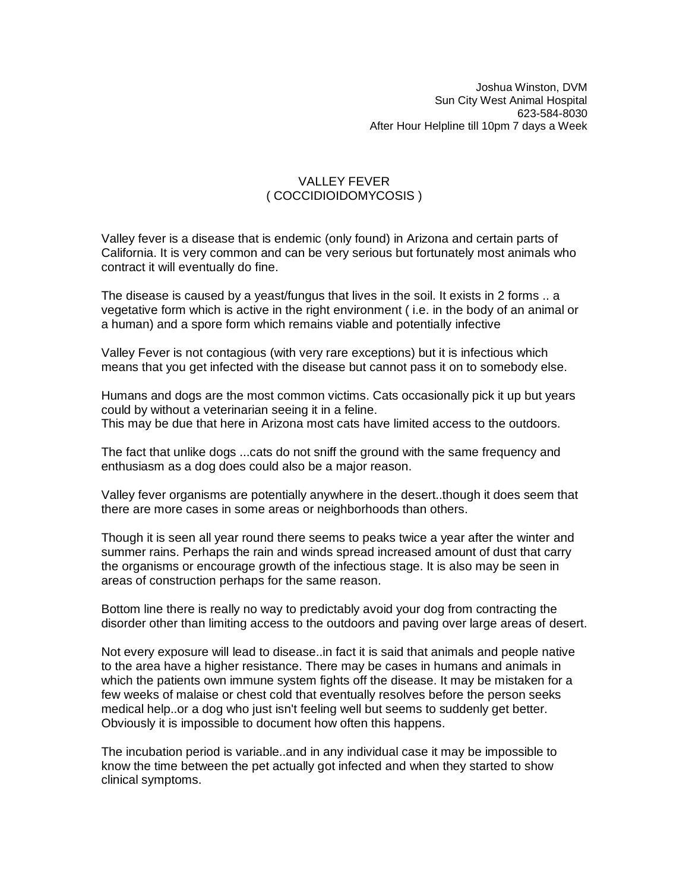Joshua Winston, DVM
Sun City West Animal Hospital
623-584-8030
After Hour Helpline till 10pm 7 days a Week

# VALLEY FEVER
## ( COCCIDIOIDOMYCOSIS )

Valley fever is a disease that is endemic (only found) in Arizona and certain parts of California. It is very common and can be very serious but fortunately most animals who contract it will eventually do fine.

The disease is caused by a yeast/fungus that lives in the soil. It exists in 2 forms .. a vegetative form which is active in the right environment ( i.e. in the body of an animal or a human) and a spore form which remains viable and potentially infective

Valley Fever is not contagious (with very rare exceptions) but it is infectious which means that you get infected with the disease but cannot pass it on to somebody else.

Humans and dogs are the most common victims. Cats occasionally pick it up but years could by without a veterinarian seeing it in a feline.
This may be due that here in Arizona most cats have limited access to the outdoors.

The fact that unlike dogs ...cats do not sniff the ground with the same frequency and enthusiasm as a dog does could also be a major reason.

Valley fever organisms are potentially anywhere in the desert..though it does seem that there are more cases in some areas or neighborhoods than others.

Though it is seen all year round there seems to peaks twice a year after the winter and summer rains. Perhaps the rain and winds spread increased amount of dust that carry the organisms or encourage growth of the infectious stage. It is also may be seen in areas of construction perhaps for the same reason.

Bottom line there is really no way to predictably avoid your dog from contracting the disorder other than limiting access to the outdoors and paving over large areas of desert.

Not every exposure will lead to disease..in fact it is said that animals and people native to the area have a higher resistance. There may be cases in humans and animals in which the patients own immune system fights off the disease. It may be mistaken for a few weeks of malaise or chest cold that eventually resolves before the person seeks medical help..or a dog who just isn't feeling well but seems to suddenly get better. Obviously it is impossible to document how often this happens.

The incubation period is variable..and in any individual case it may be impossible to know the time between the pet actually got infected and when they started to show clinical symptoms.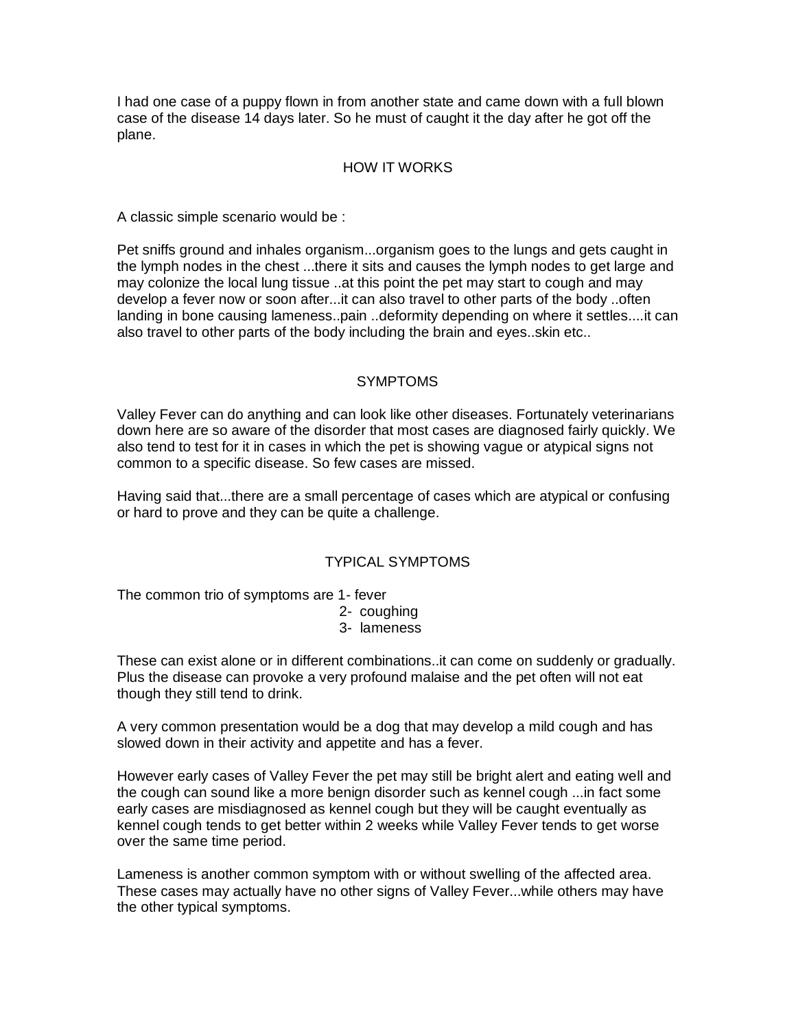I had one case of a puppy flown in from another state and came down with a full blown case of the disease 14 days later. So he must of caught it the day after he got off the plane.

## HOW IT WORKS

A classic simple scenario would be :

Pet sniffs ground and inhales organism...organism goes to the lungs and gets caught in the lymph nodes in the chest ...there it sits and causes the lymph nodes to get large and may colonize the local lung tissue ..at this point the pet may start to cough and may develop a fever now or soon after...it can also travel to other parts of the body ..often landing in bone causing lameness..pain ..deformity depending on where it settles....it can also travel to other parts of the body including the brain and eyes..skin etc..

## SYMPTOMS

Valley Fever can do anything and can look like other diseases. Fortunately veterinarians down here are so aware of the disorder that most cases are diagnosed fairly quickly. We also tend to test for it in cases in which the pet is showing vague or atypical signs not common to a specific disease. So few cases are missed.

Having said that...there are a small percentage of cases which are atypical or confusing or hard to prove and they can be quite a challenge.

## TYPICAL SYMPTOMS

The common trio of symptoms are

1- fever
2- coughing
3- lameness

These can exist alone or in different combinations..it can come on suddenly or gradually. Plus the disease can provoke a very profound malaise and the pet often will not eat though they still tend to drink.

A very common presentation would be a dog that may develop a mild cough and has slowed down in their activity and appetite and has a fever.

However early cases of Valley Fever the pet may still be bright alert and eating well and the cough can sound like a more benign disorder such as kennel cough ...in fact some early cases are misdiagnosed as kennel cough but they will be caught eventually as kennel cough tends to get better within 2 weeks while Valley Fever tends to get worse over the same time period.

Lameness is another common symptom with or without swelling of the affected area. These cases may actually have no other signs of Valley Fever...while others may have the other typical symptoms.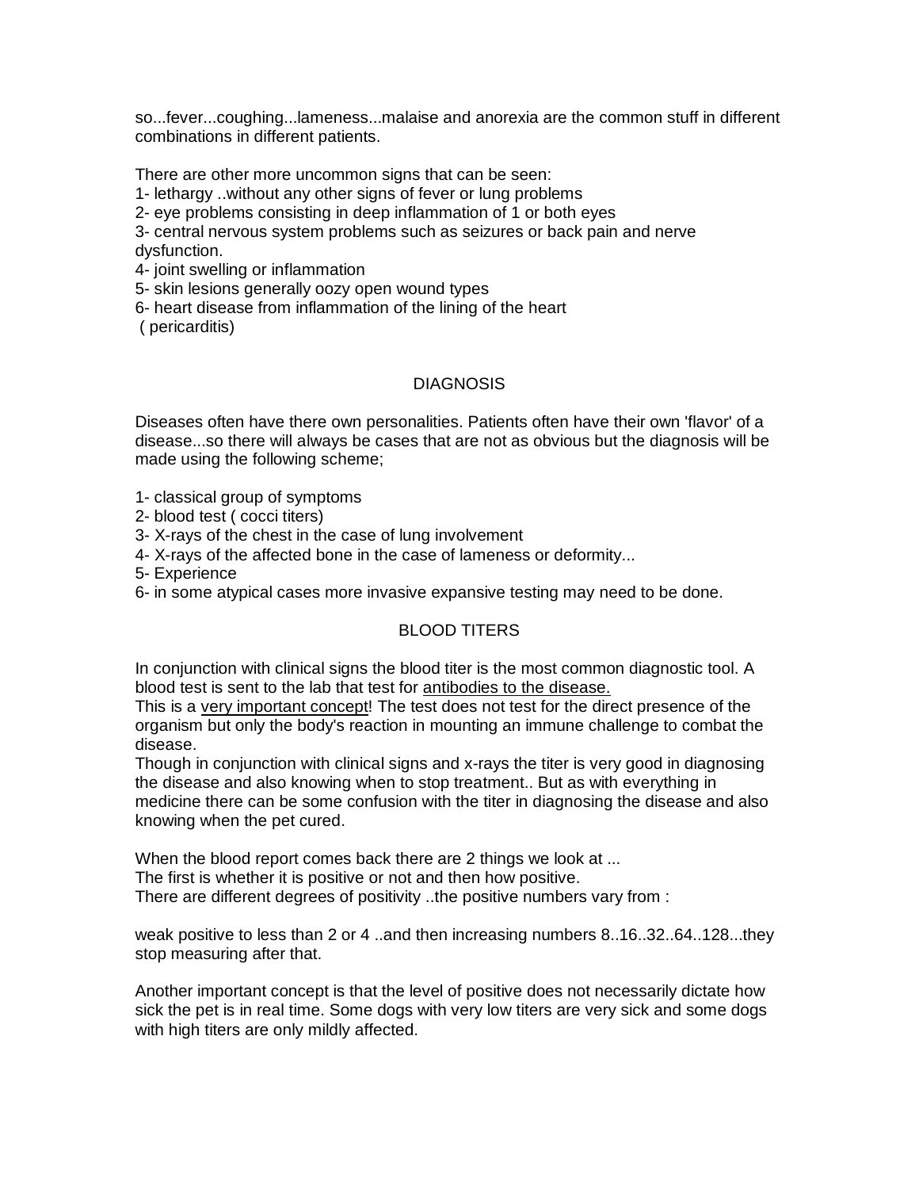so...fever...coughing...lameness...malaise and anorexia are the common stuff in different combinations in different patients.

There are other more uncommon signs that can be seen:

1- lethargy ..without any other signs of fever or lung problems
2- eye problems consisting in deep inflammation of 1 or both eyes
3- central nervous system problems such as seizures or back pain and nerve dysfunction.
4- joint swelling or inflammation
5- skin lesions generally oozy open wound types
6- heart disease from inflammation of the lining of the heart ( pericarditis)

## DIAGNOSIS

Diseases often have there own personalities. Patients often have their own 'flavor' of a disease...so there will always be cases that are not as obvious but the diagnosis will be made using the following scheme;

1- classical group of symptoms
2- blood test ( cocci titers)
3- X-rays of the chest in the case of lung involvement
4- X-rays of the affected bone in the case of lameness or deformity...
5- Experience
6- in some atypical cases more invasive expansive testing may need to be done.

## BLOOD TITERS

In conjunction with clinical signs the blood titer is the most common diagnostic tool. A blood test is sent to the lab that test for <u>antibodies to the disease.</u>

This is a <u>very important concept</u>! The test does not test for the direct presence of the organism but only the body's reaction in mounting an immune challenge to combat the disease.

Though in conjunction with clinical signs and x-rays the titer is very good in diagnosing the disease and also knowing when to stop treatment.. But as with everything in medicine there can be some confusion with the titer in diagnosing the disease and also knowing when the pet cured.

When the blood report comes back there are 2 things we look at ...
The first is whether it is positive or not and then how positive.
There are different degrees of positivity ..the positive numbers vary from :

weak positive to less than 2 or 4 ..and then increasing numbers 8..16..32..64..128...they stop measuring after that.

Another important concept is that the level of positive does not necessarily dictate how sick the pet is in real time. Some dogs with very low titers are very sick and some dogs with high titers are only mildly affected.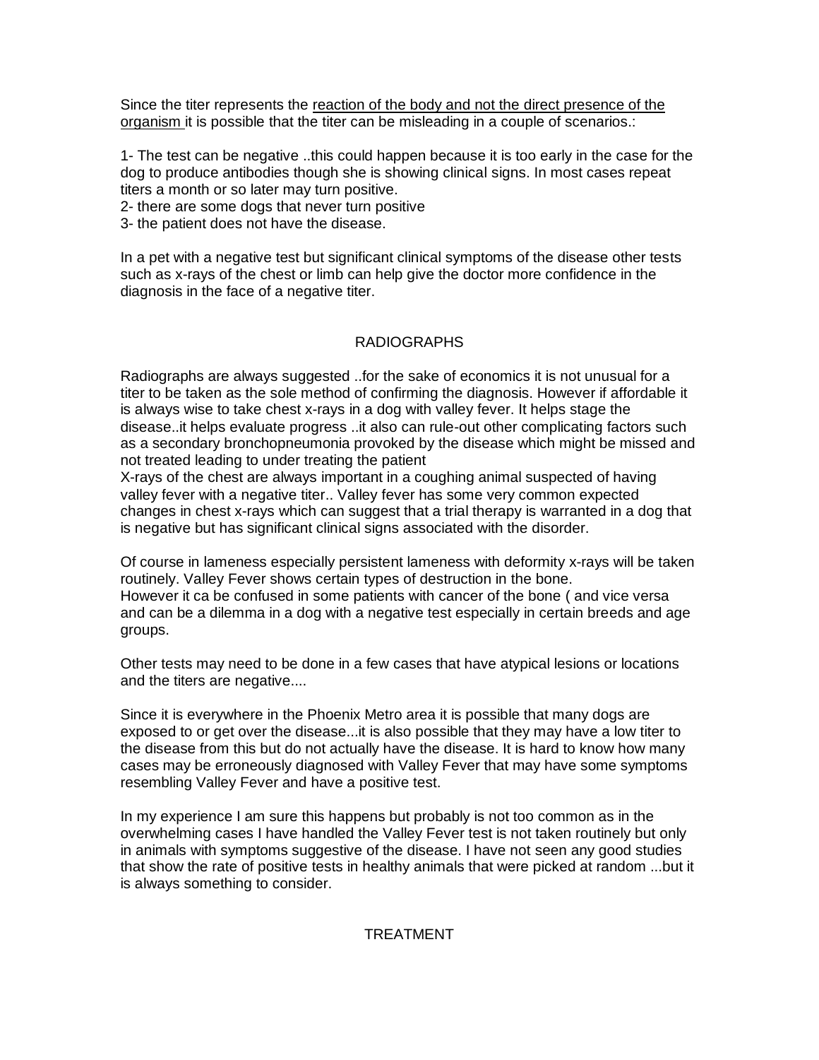Since the titer represents the <u>reaction of the body and not the direct presence of the organism</u> it is possible that the titer can be misleading in a couple of scenarios.:

1- The test can be negative ..this could happen because it is too early in the case for the dog to produce antibodies though she is showing clinical signs. In most cases repeat titers a month or so later may turn positive.
2- there are some dogs that never turn positive
3- the patient does not have the disease.

In a pet with a negative test but significant clinical symptoms of the disease other tests such as x-rays of the chest or limb can help give the doctor more confidence in the diagnosis in the face of a negative titer.

## RADIOGRAPHS

Radiographs are always suggested ..for the sake of economics it is not unusual for a titer to be taken as the sole method of confirming the diagnosis. However if affordable it is always wise to take chest x-rays in a dog with valley fever. It helps stage the disease..it helps evaluate progress ..it also can rule-out other complicating factors such as a secondary bronchopneumonia provoked by the disease which might be missed and not treated leading to under treating the patient
X-rays of the chest are always important in a coughing animal suspected of having valley fever with a negative titer.. Valley fever has some very common expected changes in chest x-rays which can suggest that a trial therapy is warranted in a dog that is negative but has significant clinical signs associated with the disorder.

Of course in lameness especially persistent lameness with deformity x-rays will be taken routinely. Valley Fever shows certain types of destruction in the bone.
However it ca be confused in some patients with cancer of the bone ( and vice versa and can be a dilemma in a dog with a negative test especially in certain breeds and age groups.

Other tests may need to be done in a few cases that have atypical lesions or locations and the titers are negative....

Since it is everywhere in the Phoenix Metro area it is possible that many dogs are exposed to or get over the disease...it is also possible that they may have a low titer to the disease from this but do not actually have the disease. It is hard to know how many cases may be erroneously diagnosed with Valley Fever that may have some symptoms resembling Valley Fever and have a positive test.

In my experience I am sure this happens but probably is not too common as in the overwhelming cases I have handled the Valley Fever test is not taken routinely but only in animals with symptoms suggestive of the disease. I have not seen any good studies that show the rate of positive tests in healthy animals that were picked at random ...but it is always something to consider.

## TREATMENT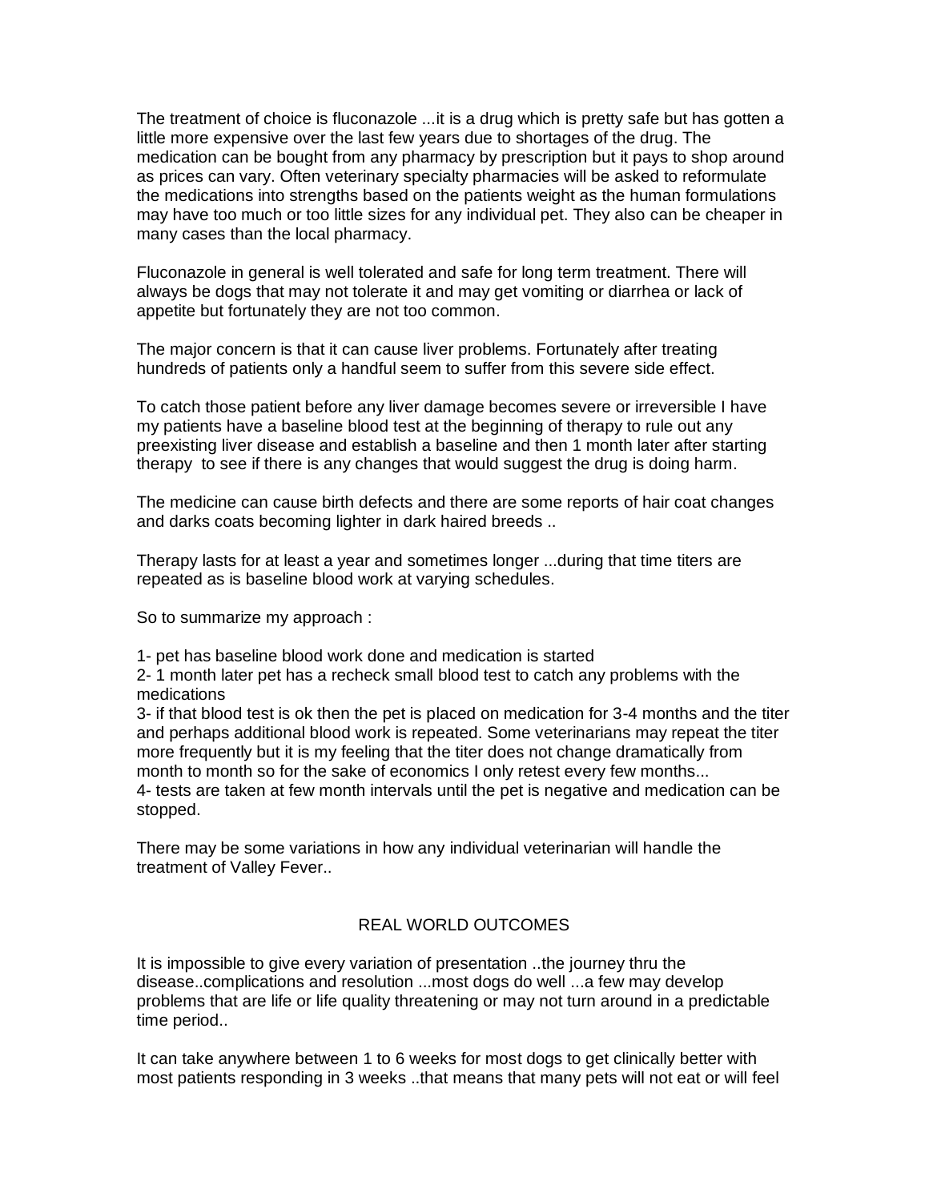The treatment of choice is fluconazole ...it is a drug which is pretty safe but has gotten a little more expensive over the last few years due to shortages of the drug. The medication can be bought from any pharmacy by prescription but it pays to shop around as prices can vary. Often veterinary specialty pharmacies will be asked to reformulate the medications into strengths based on the patients weight as the human formulations may have too much or too little sizes for any individual pet. They also can be cheaper in many cases than the local pharmacy.

Fluconazole in general is well tolerated and safe for long term treatment. There will always be dogs that may not tolerate it and may get vomiting or diarrhea or lack of appetite but fortunately they are not too common.

The major concern is that it can cause liver problems. Fortunately after treating hundreds of patients only a handful seem to suffer from this severe side effect.

To catch those patient before any liver damage becomes severe or irreversible I have my patients have a baseline blood test at the beginning of therapy to rule out any preexisting liver disease and establish a baseline and then 1 month later after starting therapy to see if there is any changes that would suggest the drug is doing harm.

The medicine can cause birth defects and there are some reports of hair coat changes and darks coats becoming lighter in dark haired breeds ..

Therapy lasts for at least a year and sometimes longer ...during that time titers are repeated as is baseline blood work at varying schedules.

So to summarize my approach :

1- pet has baseline blood work done and medication is started
2- 1 month later pet has a recheck small blood test to catch any problems with the medications
3- if that blood test is ok then the pet is placed on medication for 3-4 months and the titer and perhaps additional blood work is repeated. Some veterinarians may repeat the titer more frequently but it is my feeling that the titer does not change dramatically from month to month so for the sake of economics I only retest every few months...
4- tests are taken at few month intervals until the pet is negative and medication can be stopped.

There may be some variations in how any individual veterinarian will handle the treatment of Valley Fever..

## REAL WORLD OUTCOMES

It is impossible to give every variation of presentation ..the journey thru the disease..complications and resolution ...most dogs do well ...a few may develop problems that are life or life quality threatening or may not turn around in a predictable time period..

It can take anywhere between 1 to 6 weeks for most dogs to get clinically better with most patients responding in 3 weeks ..that means that many pets will not eat or will feel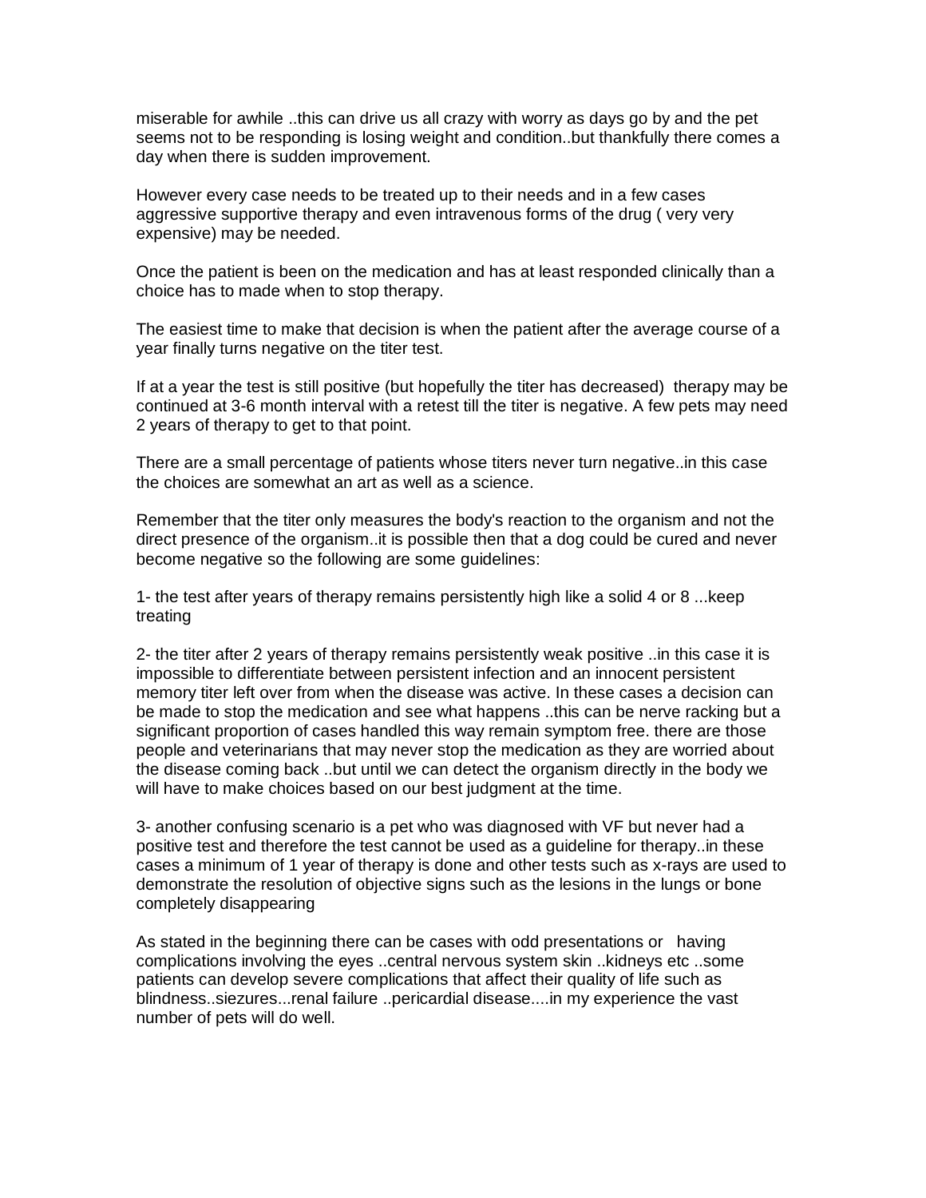miserable for awhile ..this can drive us all crazy with worry as days go by and the pet seems not to be responding is losing weight and condition..but thankfully there comes a day when there is sudden improvement.

However every case needs to be treated up to their needs and in a few cases aggressive supportive therapy and even intravenous forms of the drug ( very very expensive) may be needed.

Once the patient is been on the medication and has at least responded clinically than a choice has to made when to stop therapy.

The easiest time to make that decision is when the patient after the average course of a year finally turns negative on the titer test.

If at a year the test is still positive (but hopefully the titer has decreased) therapy may be continued at 3-6 month interval with a retest till the titer is negative. A few pets may need 2 years of therapy to get to that point.

There are a small percentage of patients whose titers never turn negative..in this case the choices are somewhat an art as well as a science.

Remember that the titer only measures the body's reaction to the organism and not the direct presence of the organism..it is possible then that a dog could be cured and never become negative so the following are some guidelines:

1- the test after years of therapy remains persistently high like a solid 4 or 8 ...keep treating

2- the titer after 2 years of therapy remains persistently weak positive ..in this case it is impossible to differentiate between persistent infection and an innocent persistent memory titer left over from when the disease was active. In these cases a decision can be made to stop the medication and see what happens ..this can be nerve racking but a significant proportion of cases handled this way remain symptom free. there are those people and veterinarians that may never stop the medication as they are worried about the disease coming back ..but until we can detect the organism directly in the body we will have to make choices based on our best judgment at the time.

3- another confusing scenario is a pet who was diagnosed with VF but never had a positive test and therefore the test cannot be used as a guideline for therapy..in these cases a minimum of 1 year of therapy is done and other tests such as x-rays are used to demonstrate the resolution of objective signs such as the lesions in the lungs or bone completely disappearing

As stated in the beginning there can be cases with odd presentations or having complications involving the eyes ..central nervous system skin ..kidneys etc ..some patients can develop severe complications that affect their quality of life such as blindness..siezures...renal failure ..pericardial disease....in my experience the vast number of pets will do well.